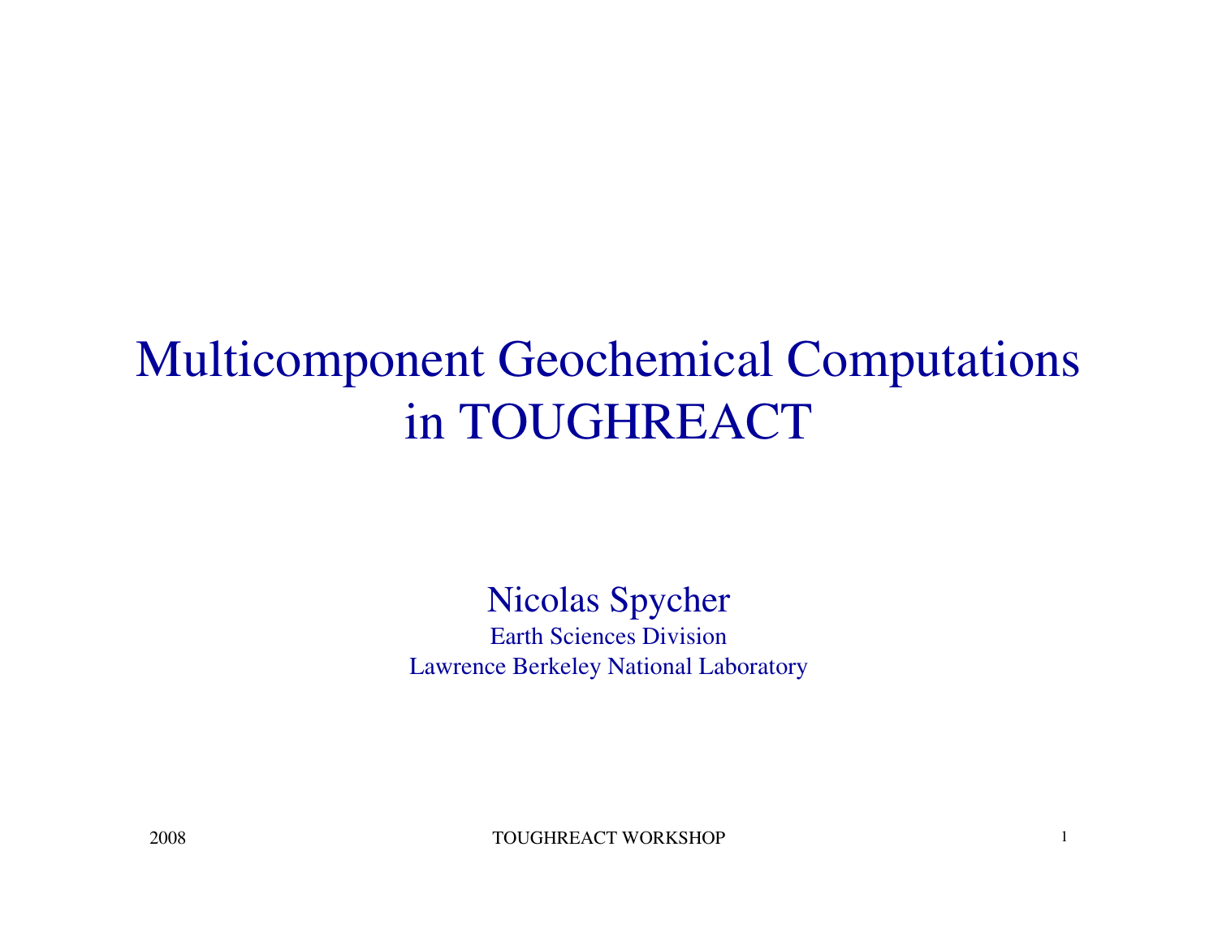# Multicomponent Geochemical Computations in TOUGHREACT

Nicolas Spycher

Earth Sciences Division

Lawrence Berkeley National Laboratory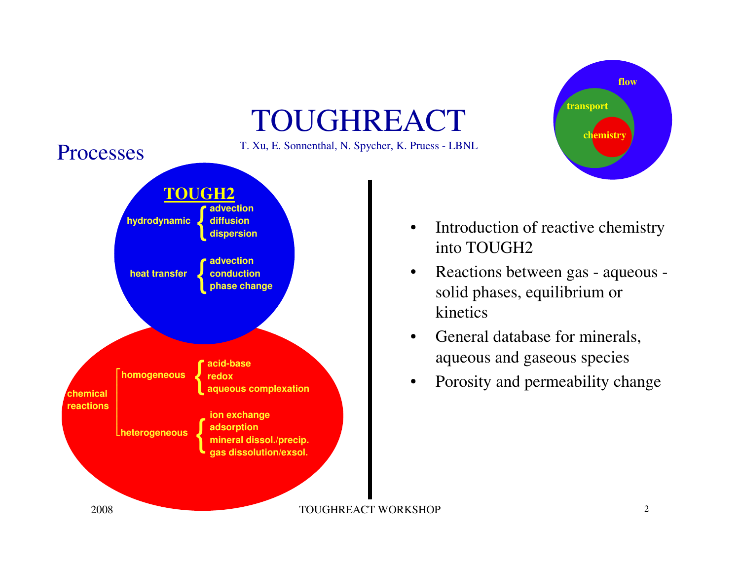# TOUGHREACT

T. Xu, E. Sonnenthal, N. Spycher, K. Pruess - LBNL

## Processes

**TOUGH2**

- hydrodynamic
  - advection
  - diffusion
  - dispersion
- heat transfer
  - advection
  - conduction
  - phase change

chemical reactions

- homogeneous
  - acid-base
  - redox
  - aqueous complexation
- heterogeneous
  - ion exchange
  - adsorption
  - mineral dissol./precip.
  - gas dissolution/exsol.

flow / transport / chemistry

- Introduction of reactive chemistry into TOUGH2
- Reactions between gas - aqueous - solid phases, equilibrium or kinetics
- General database for minerals, aqueous and gaseous species
- Porosity and permeability change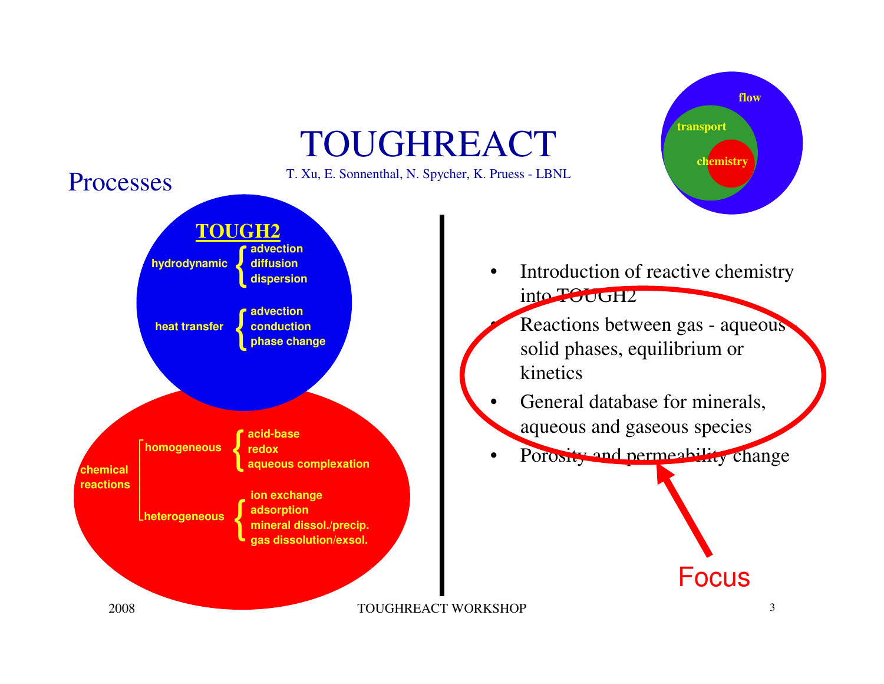# TOUGHREACT

T. Xu, E. Sonnenthal, N. Spycher, K. Pruess - LBNL

## Processes

flow

transport

chemistry

**TOUGH2**

- hydrodynamic
  - advection
  - diffusion
  - dispersion
- heat transfer
  - advection
  - conduction
  - phase change

chemical reactions

- homogeneous
  - acid-base
  - redox
  - aqueous complexation
- heterogeneous
  - ion exchange
  - adsorption
  - mineral dissol./precip.
  - gas dissolution/exsol.

- Introduction of reactive chemistry into TOUGH2
- Reactions between gas - aqueous - solid phases, equilibrium or kinetics
- General database for minerals, aqueous and gaseous species
- Porosity and permeability change

Focus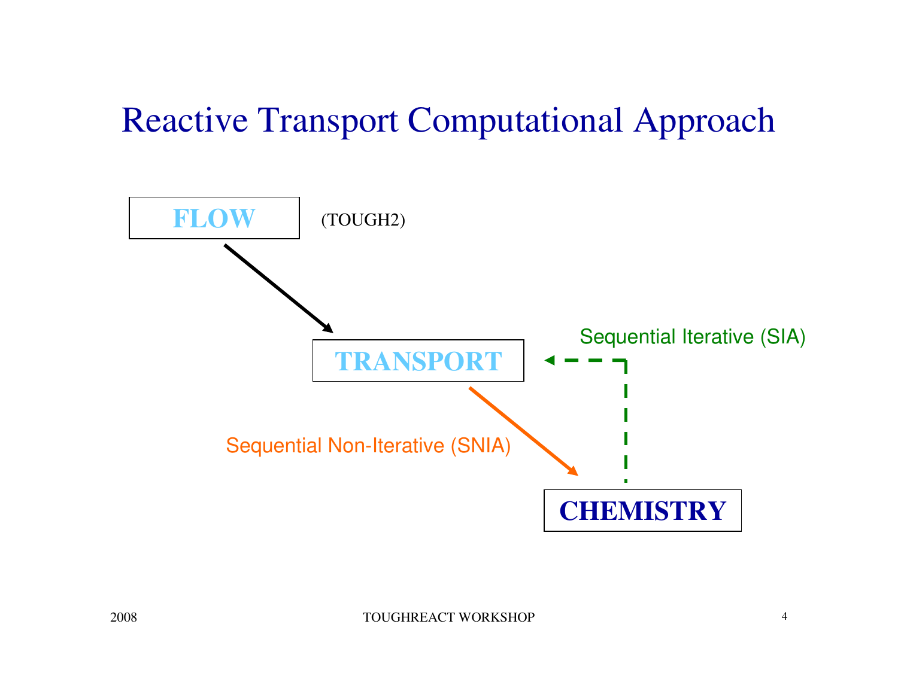# Reactive Transport Computational Approach

**FLOW** (TOUGH2)

**TRANSPORT**

Sequential Iterative (SIA)

Sequential Non-Iterative (SNIA)

**CHEMISTRY**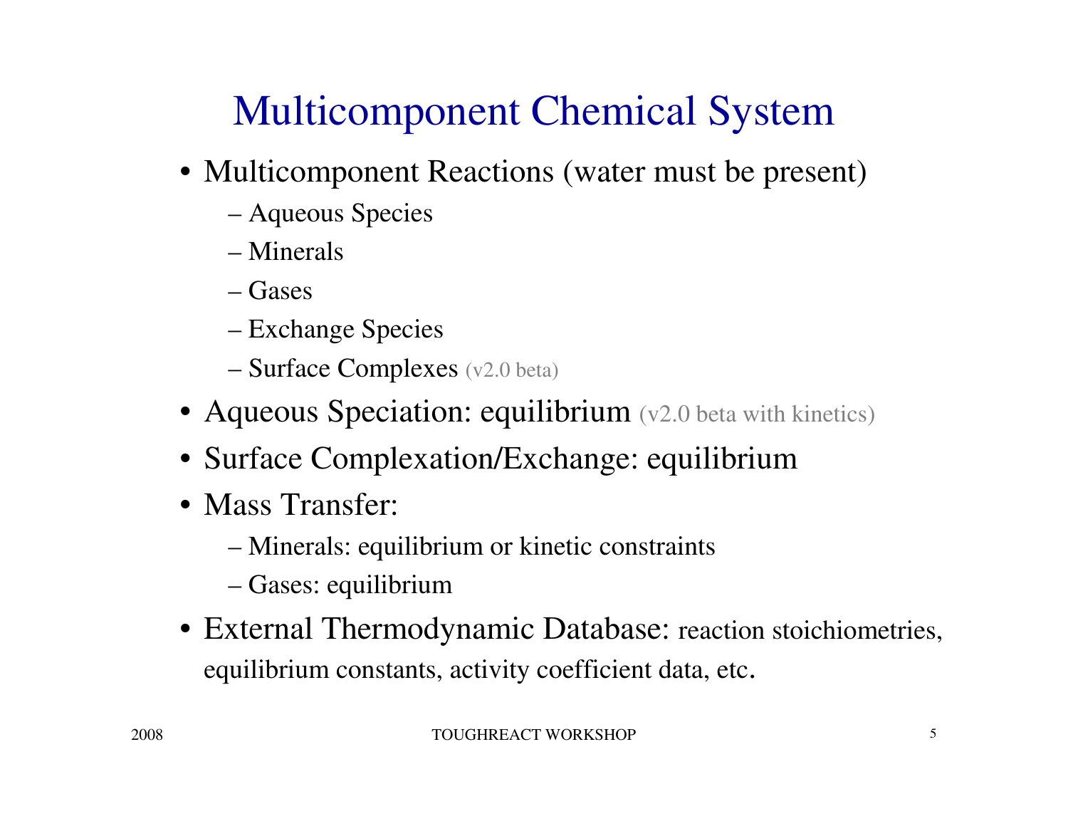# Multicomponent Chemical System

- Multicomponent Reactions (water must be present)
  - Aqueous Species
  - Minerals
  - Gases
  - Exchange Species
  - Surface Complexes (v2.0 beta)
- Aqueous Speciation: equilibrium (v2.0 beta with kinetics)
- Surface Complexation/Exchange: equilibrium
- Mass Transfer:
  - Minerals: equilibrium or kinetic constraints
  - Gases: equilibrium
- External Thermodynamic Database: reaction stoichiometries, equilibrium constants, activity coefficient data, etc.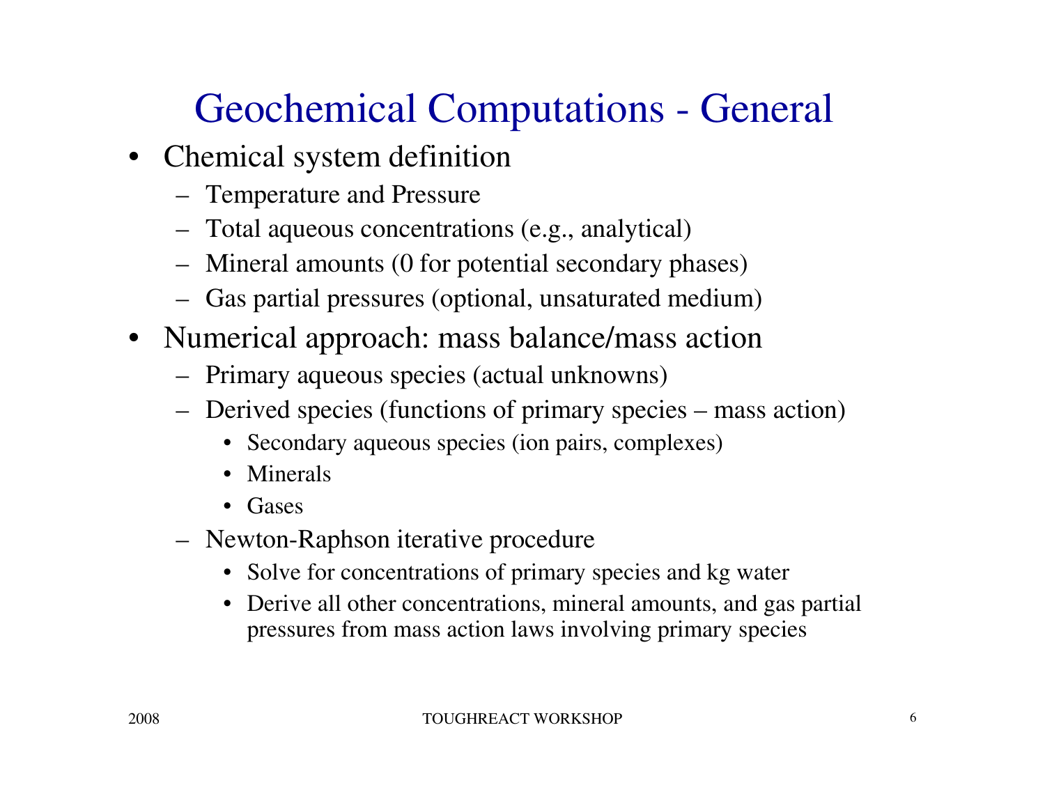# Geochemical Computations - General

- Chemical system definition
  - Temperature and Pressure
  - Total aqueous concentrations (e.g., analytical)
  - Mineral amounts (0 for potential secondary phases)
  - Gas partial pressures (optional, unsaturated medium)
- Numerical approach: mass balance/mass action
  - Primary aqueous species (actual unknowns)
  - Derived species (functions of primary species – mass action)
    - Secondary aqueous species (ion pairs, complexes)
    - Minerals
    - Gases
  - Newton-Raphson iterative procedure
    - Solve for concentrations of primary species and kg water
    - Derive all other concentrations, mineral amounts, and gas partial pressures from mass action laws involving primary species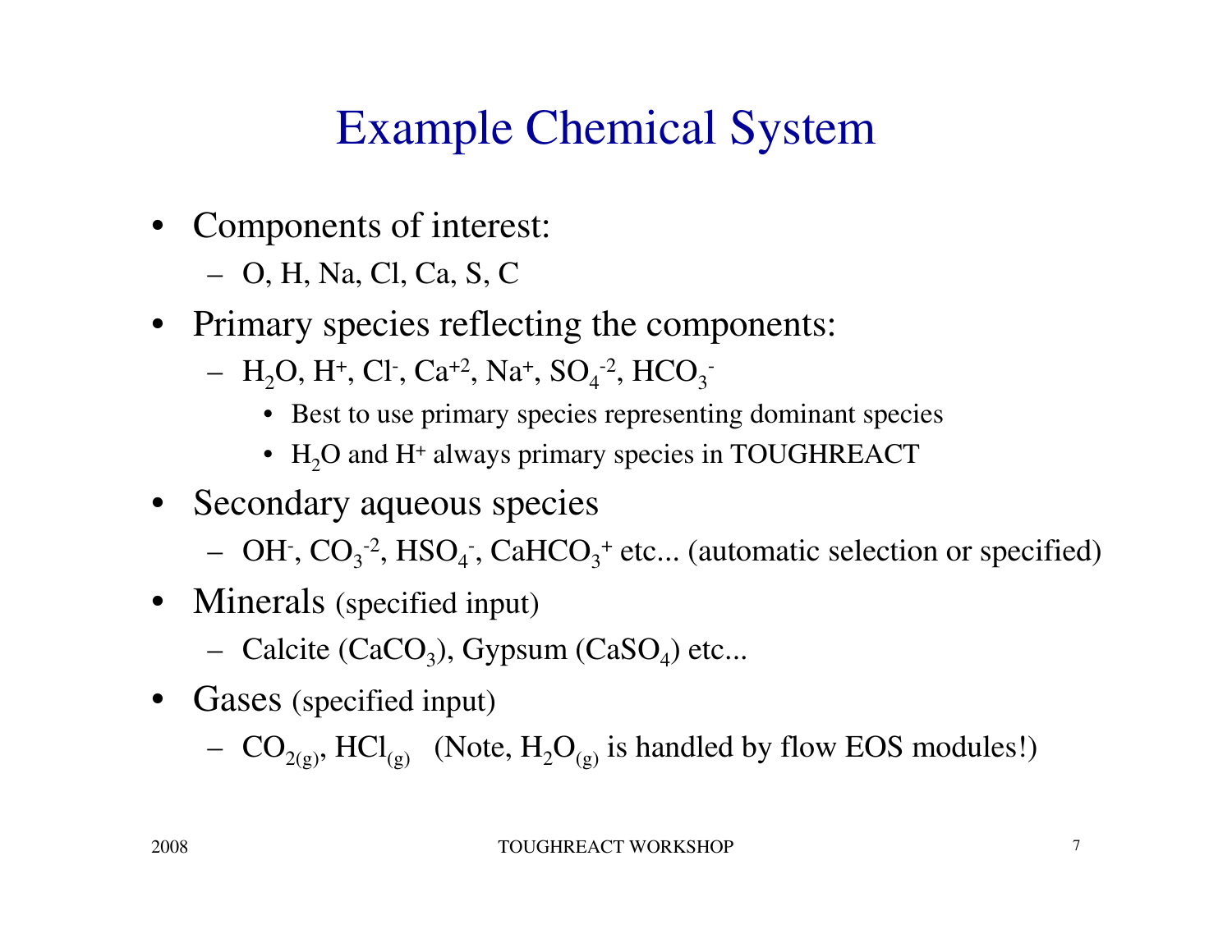# Example Chemical System

- Components of interest:
  - O, H, Na, Cl, Ca, S, C
- Primary species reflecting the components:
  - $H_2O$, $H^+$, $Cl^-$, $Ca^{+2}$, $Na^+$, $SO_4^{-2}$, $HCO_3^-$
    - Best to use primary species representing dominant species
    - $H_2O$ and $H^+$ always primary species in TOUGHREACT
- Secondary aqueous species
  - $OH^-$, $CO_3^{-2}$, $HSO_4^-$, $CaHCO_3^+$ etc... (automatic selection or specified)
- Minerals (specified input)
  - Calcite ($CaCO_3$), Gypsum ($CaSO_4$) etc...
- Gases (specified input)
  - $CO_{2(g)}$, $HCl_{(g)}$ (Note, $H_2O_{(g)}$ is handled by flow EOS modules!)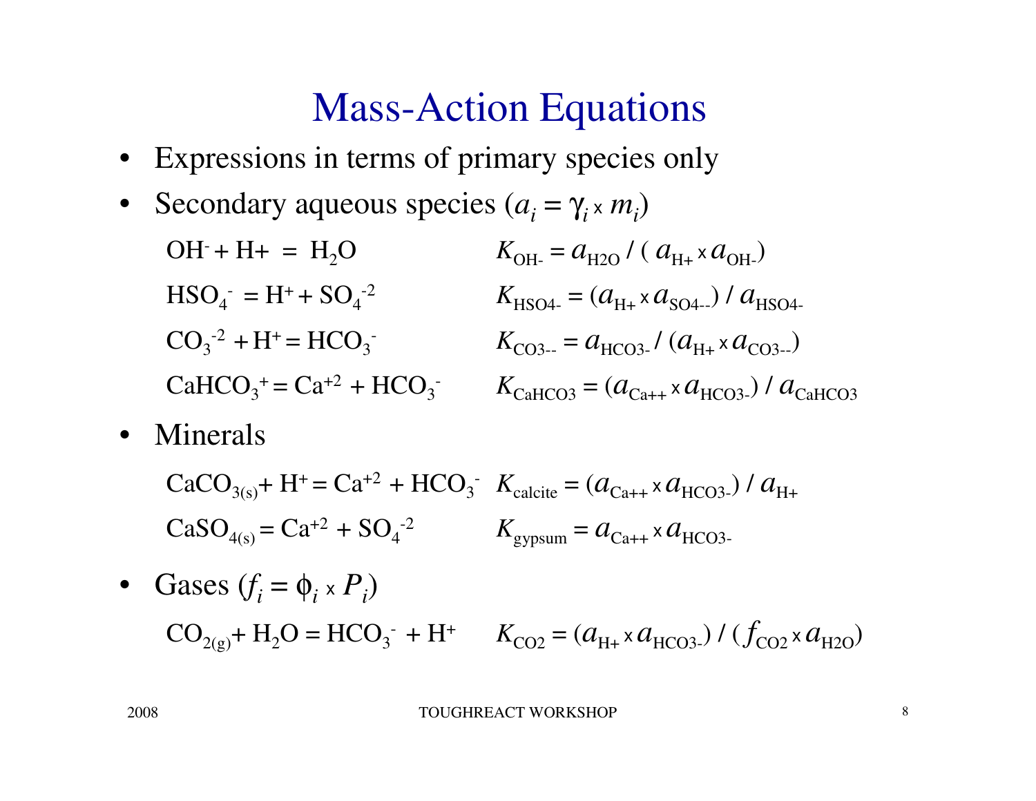# Mass-Action Equations

- Expressions in terms of primary species only
- Secondary aqueous species ($a_i = \gamma_i \times m_i$)

| Reaction | Mass-action expression |
| --- | --- |
| $OH^- + H+ = H_2O$ | $K_{OH-} = a_{H2O} / (a_{H+} \times a_{OH-})$ |
| $HSO_4^- = H^+ + SO_4^{-2}$ | $K_{HSO4-} = (a_{H+} \times a_{SO4--}) / a_{HSO4-}$ |
| $CO_3^{-2} + H^+ = HCO_3^-$ | $K_{CO3--} = a_{HCO3-} / (a_{H+} \times a_{CO3--})$ |
| $CaHCO_3^+ = Ca^{+2} + HCO_3^-$ | $K_{CaHCO3} = (a_{Ca++} \times a_{HCO3-}) / a_{CaHCO3}$ |

- Minerals

| Reaction | Mass-action expression |
| --- | --- |
| $CaCO_{3(s)} + H^+ = Ca^{+2} + HCO_3^-$ | $K_{calcite} = (a_{Ca++} \times a_{HCO3-}) / a_{H+}$ |
| $CaSO_{4(s)} = Ca^{+2} + SO_4^{-2}$ | $K_{gypsum} = a_{Ca++} \times a_{HCO3-}$ |

- Gases ($f_i = \phi_i \times P_i$)

| Reaction | Mass-action expression |
| --- | --- |
| $CO_{2(g)} + H_2O = HCO_3^- + H^+$ | $K_{CO2} = (a_{H+} \times a_{HCO3-}) / (f_{CO2} \times a_{H2O})$ |

2008 TOUGHREACT WORKSHOP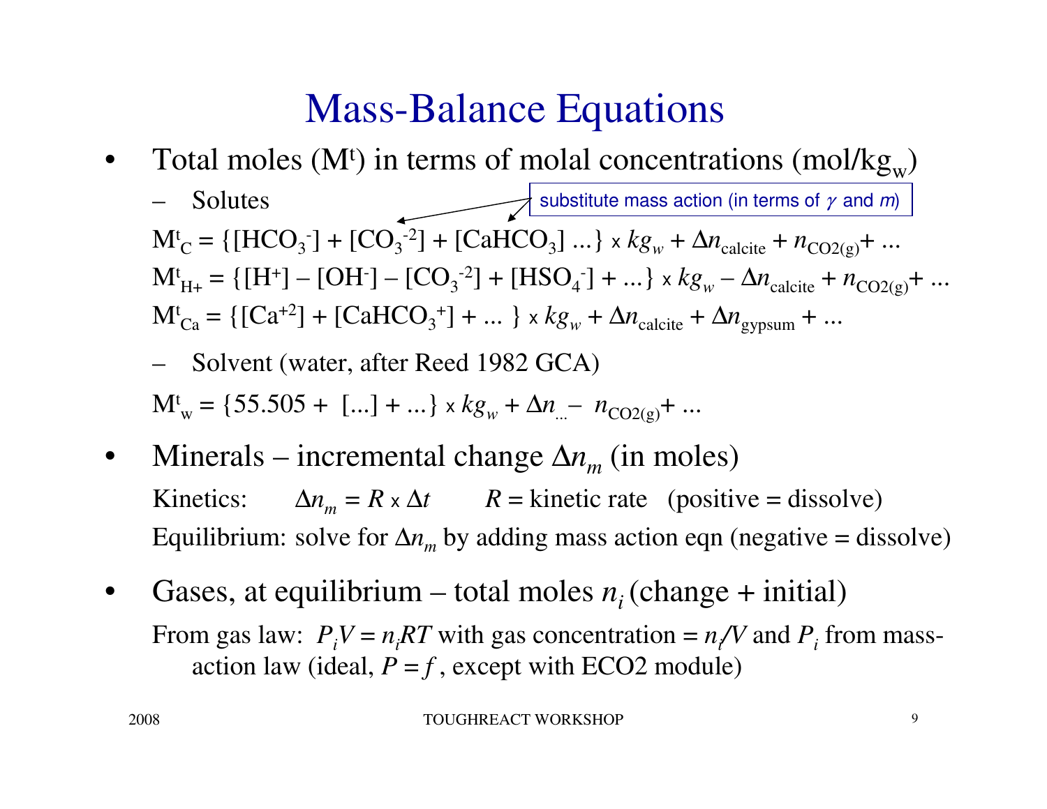# Mass-Balance Equations

- Total moles ($M^t$) in terms of molal concentrations (mol/$kg_w$)
  - Solutes

substitute mass action (in terms of $\gamma$ and $m$)

$M^t_C = \{[HCO_3^-] + [CO_3^{-2}] + [CaHCO_3] \ldots\} \times kg_w + \Delta n_{calcite} + n_{CO2(g)} + \ldots$

$M^t_{H+} = \{[H^+] - [OH^-] - [CO_3^{-2}] + [HSO_4^-] + \ldots\} \times kg_w - \Delta n_{calcite} + n_{CO2(g)} + \ldots$

$M^t_{Ca} = \{[Ca^{+2}] + [CaHCO_3^+] + \ldots\} \times kg_w + \Delta n_{calcite} + \Delta n_{gypsum} + \ldots$

  - Solvent (water, after Reed 1982 GCA)

$M^t_w = \{55.505 + [\ldots] + \ldots\} \times kg_w + \Delta n_{\ldots} - n_{CO2(g)} + \ldots$

- Minerals – incremental change $\Delta n_m$ (in moles)

  Kinetics: $\Delta n_m = R \times \Delta t$ $R$ = kinetic rate (positive = dissolve)

  Equilibrium: solve for $\Delta n_m$ by adding mass action eqn (negative = dissolve)

- Gases, at equilibrium – total moles $n_i$ (change + initial)

  From gas law: $P_i V = n_i RT$ with gas concentration = $n_i/V$ and $P_i$ from mass-action law (ideal, $P = f$, except with ECO2 module)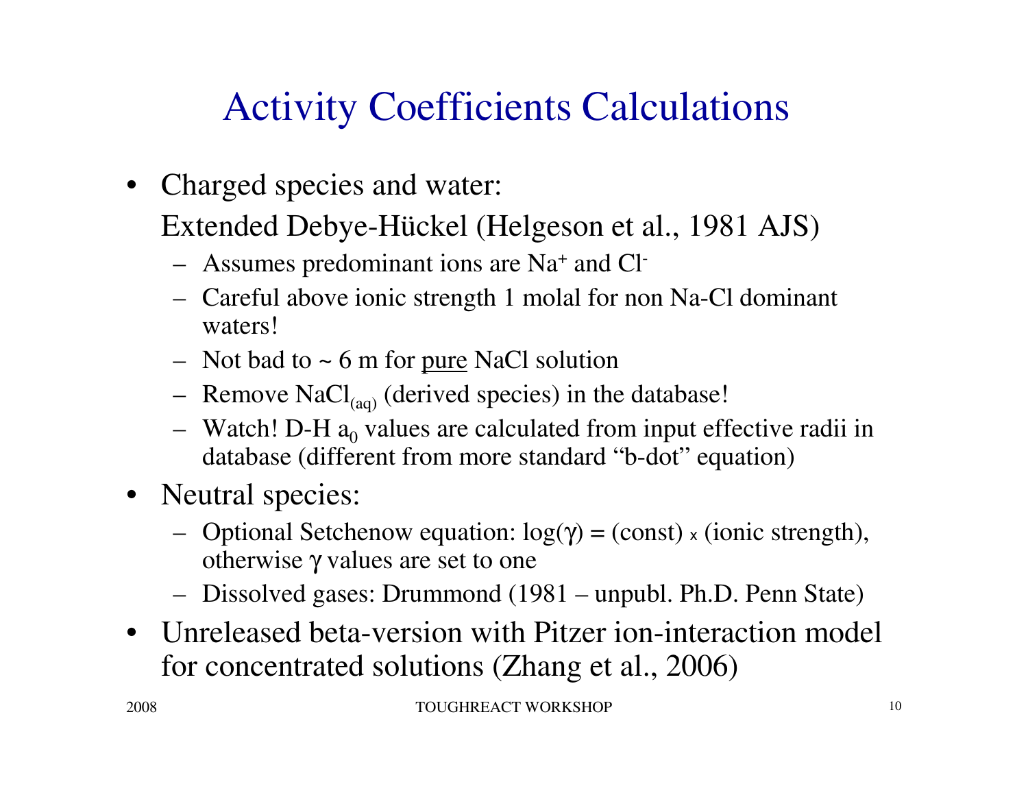# Activity Coefficients Calculations

- Charged species and water:

  Extended Debye-Hückel (Helgeson et al., 1981 AJS)
  - Assumes predominant ions are $Na^+$ and $Cl^-$
  - Careful above ionic strength 1 molal for non Na-Cl dominant waters!
  - Not bad to ~ 6 m for pure NaCl solution
  - Remove $NaCl_{(aq)}$ (derived species) in the database!
  - Watch! D-H $a_0$ values are calculated from input effective radii in database (different from more standard "b-dot" equation)
- Neutral species:
  - Optional Setchenow equation: $\log(\gamma) = (\text{const}) \times (\text{ionic strength})$, otherwise $\gamma$ values are set to one
  - Dissolved gases: Drummond (1981 – unpubl. Ph.D. Penn State)
- Unreleased beta-version with Pitzer ion-interaction model for concentrated solutions (Zhang et al., 2006)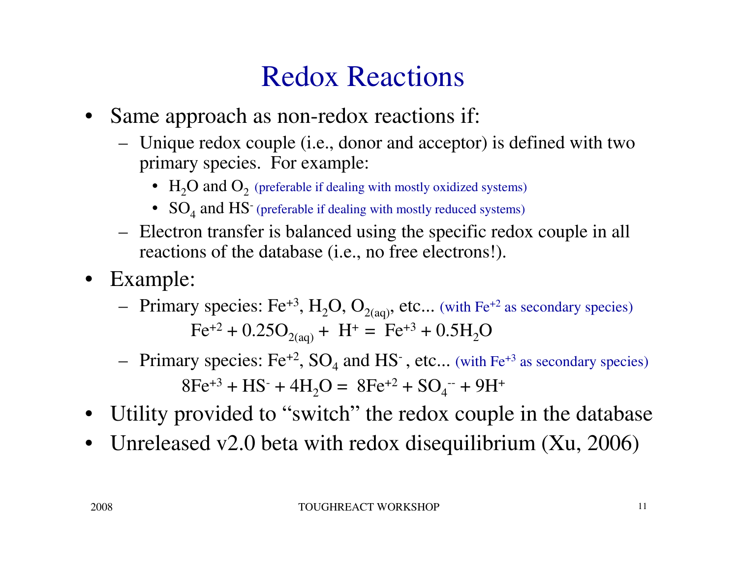# Redox Reactions

- Same approach as non-redox reactions if:
  - Unique redox couple (i.e., donor and acceptor) is defined with two primary species. For example:
    - $H_2O$ and $O_2$ (preferable if dealing with mostly oxidized systems)
    - $SO_4$ and $HS^-$ (preferable if dealing with mostly reduced systems)
  - Electron transfer is balanced using the specific redox couple in all reactions of the database (i.e., no free electrons!).
- Example:
  - Primary species: $Fe^{+3}$, $H_2O$, $O_{2(aq)}$, etc... (with $Fe^{+2}$ as secondary species)

$$Fe^{+2} + 0.25O_{2(aq)} + H^+ = Fe^{+3} + 0.5H_2O$$

  - Primary species: $Fe^{+2}$, $SO_4$ and $HS^-$, etc... (with $Fe^{+3}$ as secondary species)

$$8Fe^{+3} + HS^- + 4H_2O = 8Fe^{+2} + SO_4^{--} + 9H^+$$

- Utility provided to "switch" the redox couple in the database
- Unreleased v2.0 beta with redox disequilibrium (Xu, 2006)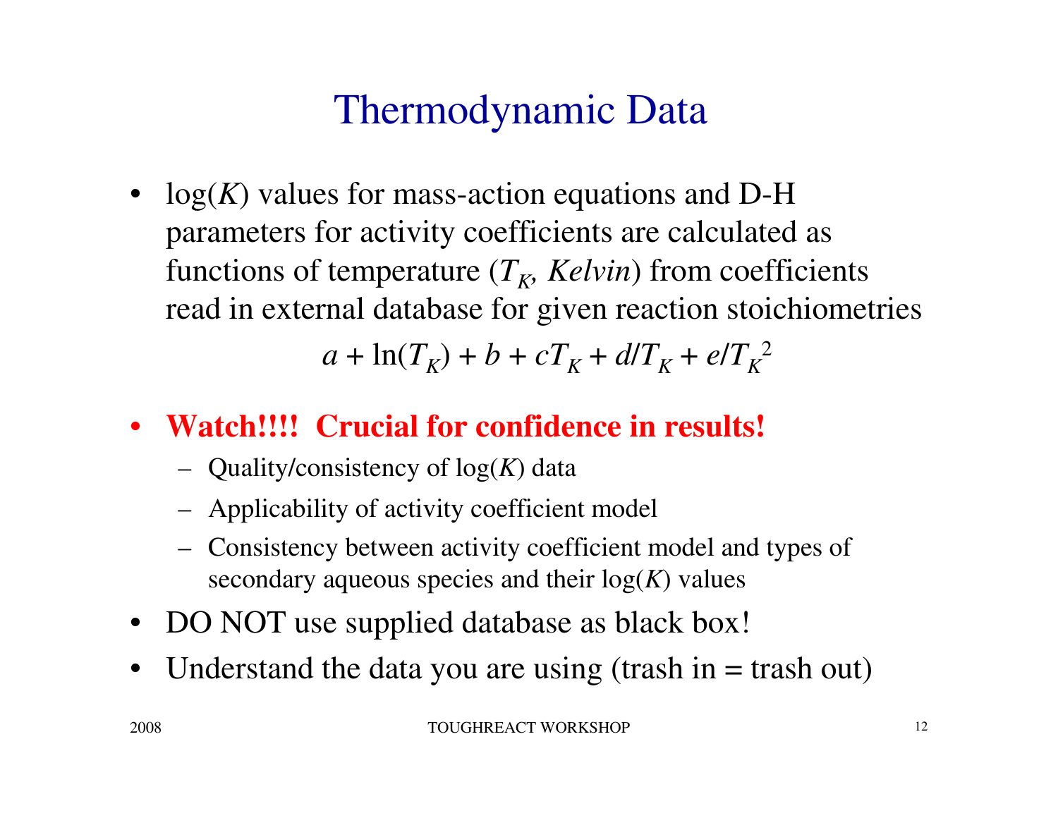# Thermodynamic Data

- $\log(K)$ values for mass-action equations and D-H parameters for activity coefficients are calculated as functions of temperature ($T_K$, *Kelvin*) from coefficients read in external database for given reaction stoichiometries

$$a + \ln(T_K) + b + cT_K + d/T_K + e/T_K^2$$

- **Watch!!!! Crucial for confidence in results!**
  - Quality/consistency of $\log(K)$ data
  - Applicability of activity coefficient model
  - Consistency between activity coefficient model and types of secondary aqueous species and their $\log(K)$ values
- DO NOT use supplied database as black box!
- Understand the data you are using (trash in = trash out)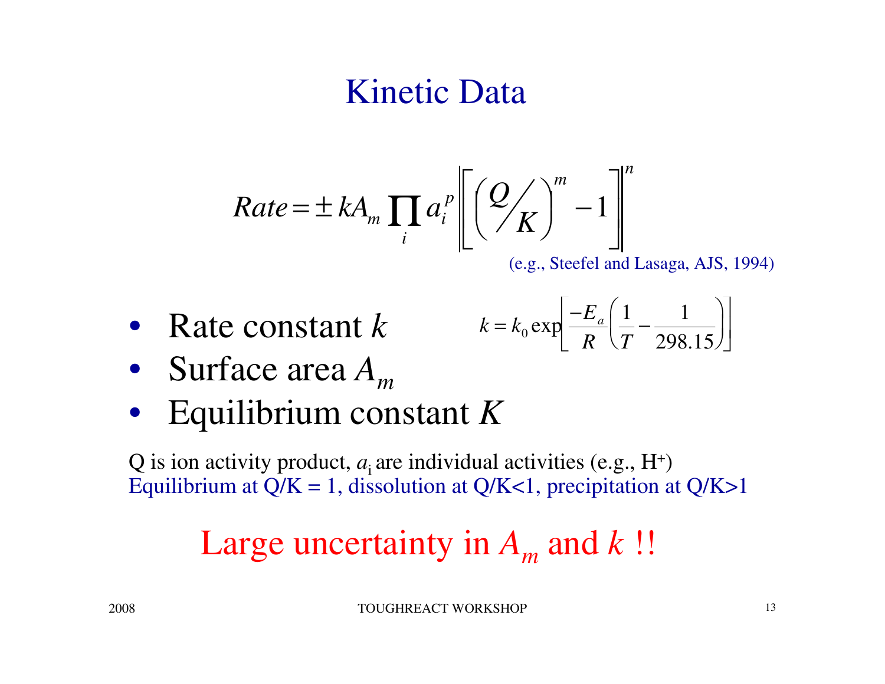# Kinetic Data

$$Rate = \pm k A_m \prod_i a_i^p \left\| \left[ \left( Q/K \right)^m - 1 \right] \right\|^n$$

(e.g., Steefel and Lasaga, AJS, 1994)

- Rate constant $k$ $\qquad k = k_0 \exp\left[ \frac{-E_a}{R} \left( \frac{1}{T} - \frac{1}{298.15} \right) \right]$
- Surface area $A_m$
- Equilibrium constant $K$

Q is ion activity product, $a_i$ are individual activities (e.g., $H^+$)
Equilibrium at Q/K = 1, dissolution at Q/K<1, precipitation at Q/K>1

Large uncertainty in $A_m$ and $k$ !!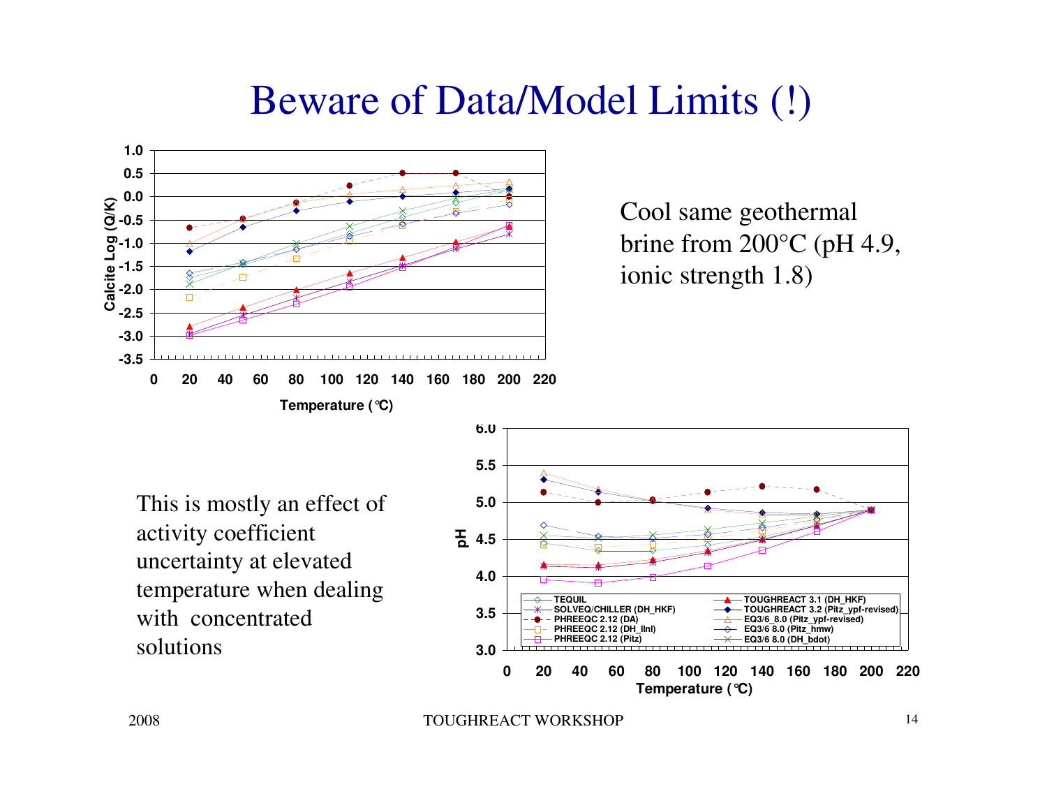# Beware of Data/Model Limits (!)

Cool same geothermal brine from 200°C (pH 4.9, ionic strength 1.8)

This is mostly an effect of activity coefficient uncertainty at elevated temperature when dealing with concentrated solutions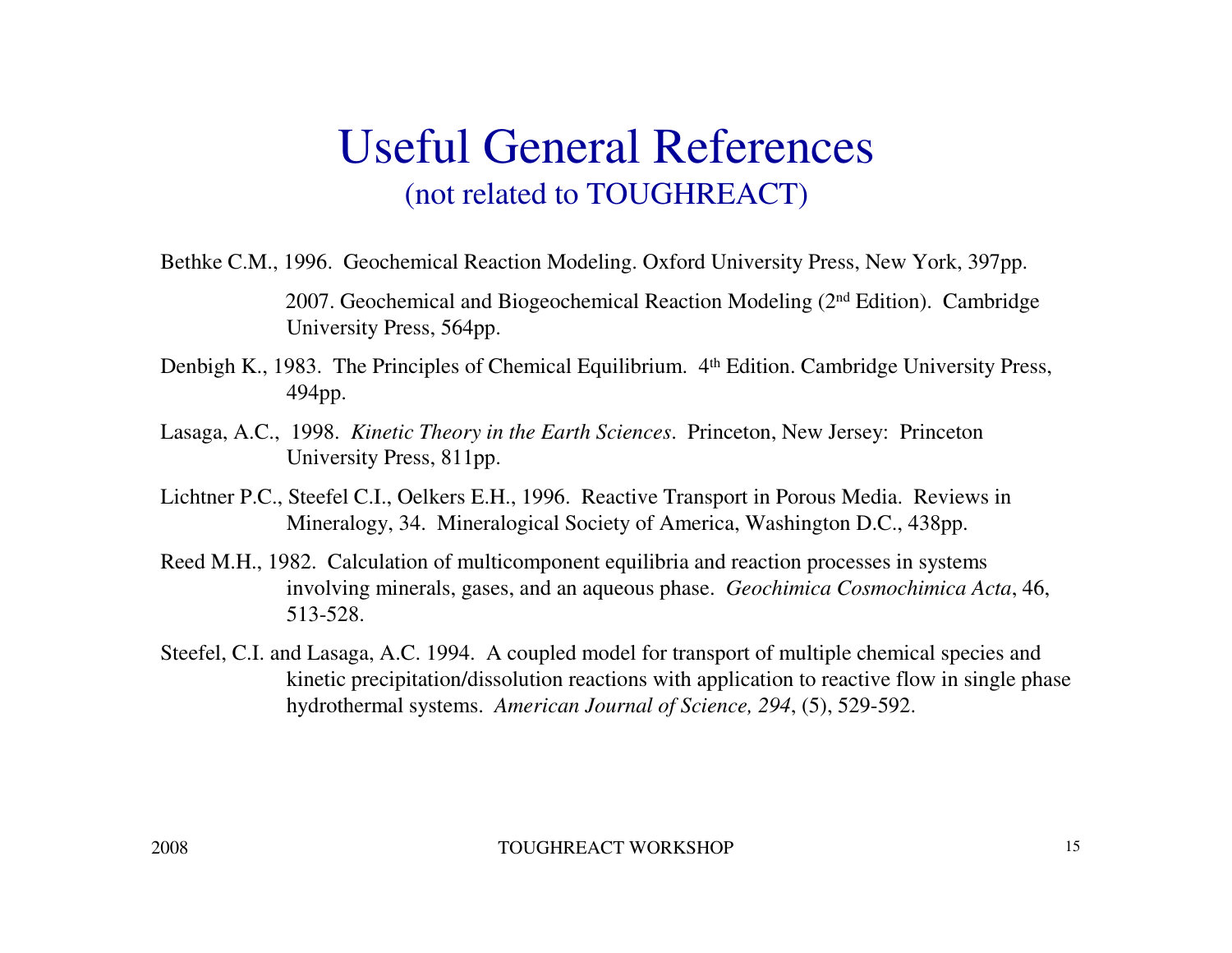# Useful General References

## (not related to TOUGHREACT)

Bethke C.M., 1996. Geochemical Reaction Modeling. Oxford University Press, New York, 397pp.

2007. Geochemical and Biogeochemical Reaction Modeling (2nd Edition). Cambridge University Press, 564pp.

Denbigh K., 1983. The Principles of Chemical Equilibrium. 4th Edition. Cambridge University Press, 494pp.

Lasaga, A.C., 1998. *Kinetic Theory in the Earth Sciences*. Princeton, New Jersey: Princeton University Press, 811pp.

Lichtner P.C., Steefel C.I., Oelkers E.H., 1996. Reactive Transport in Porous Media. Reviews in Mineralogy, 34. Mineralogical Society of America, Washington D.C., 438pp.

Reed M.H., 1982. Calculation of multicomponent equilibria and reaction processes in systems involving minerals, gases, and an aqueous phase. *Geochimica Cosmochimica Acta*, 46, 513-528.

Steefel, C.I. and Lasaga, A.C. 1994. A coupled model for transport of multiple chemical species and kinetic precipitation/dissolution reactions with application to reactive flow in single phase hydrothermal systems. *American Journal of Science, 294*, (5), 529-592.